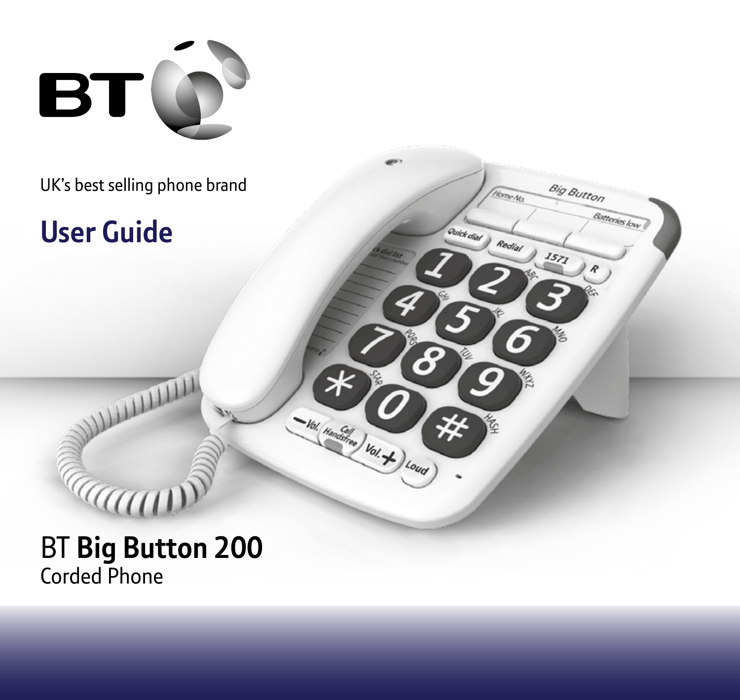BT

UK's best selling phone brand

# User Guide

# BT **Big Button 200**

Corded Phone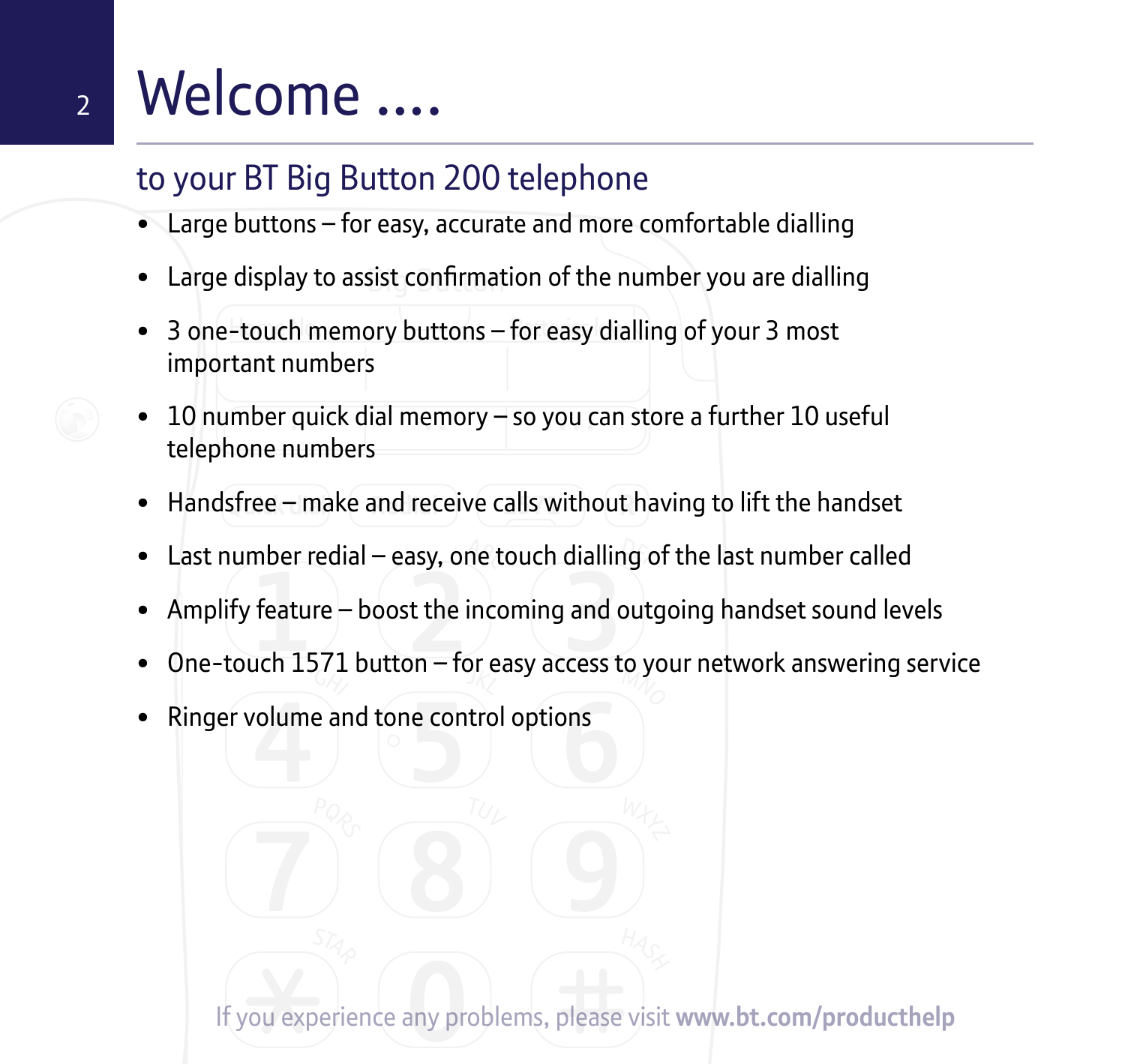# Welcome ....

## to your BT Big Button 200 telephone

- Large buttons – for easy, accurate and more comfortable dialling
- Large display to assist confirmation of the number you are dialling
- 3 one-touch memory buttons – for easy dialling of your 3 most important numbers
- 10 number quick dial memory – so you can store a further 10 useful telephone numbers
- Handsfree – make and receive calls without having to lift the handset
- Last number redial – easy, one touch dialling of the last number called
- Amplify feature – boost the incoming and outgoing handset sound levels
- One-touch 1571 button – for easy access to your network answering service
- Ringer volume and tone control options

If you experience any problems, please visit **www.bt.com/producthelp**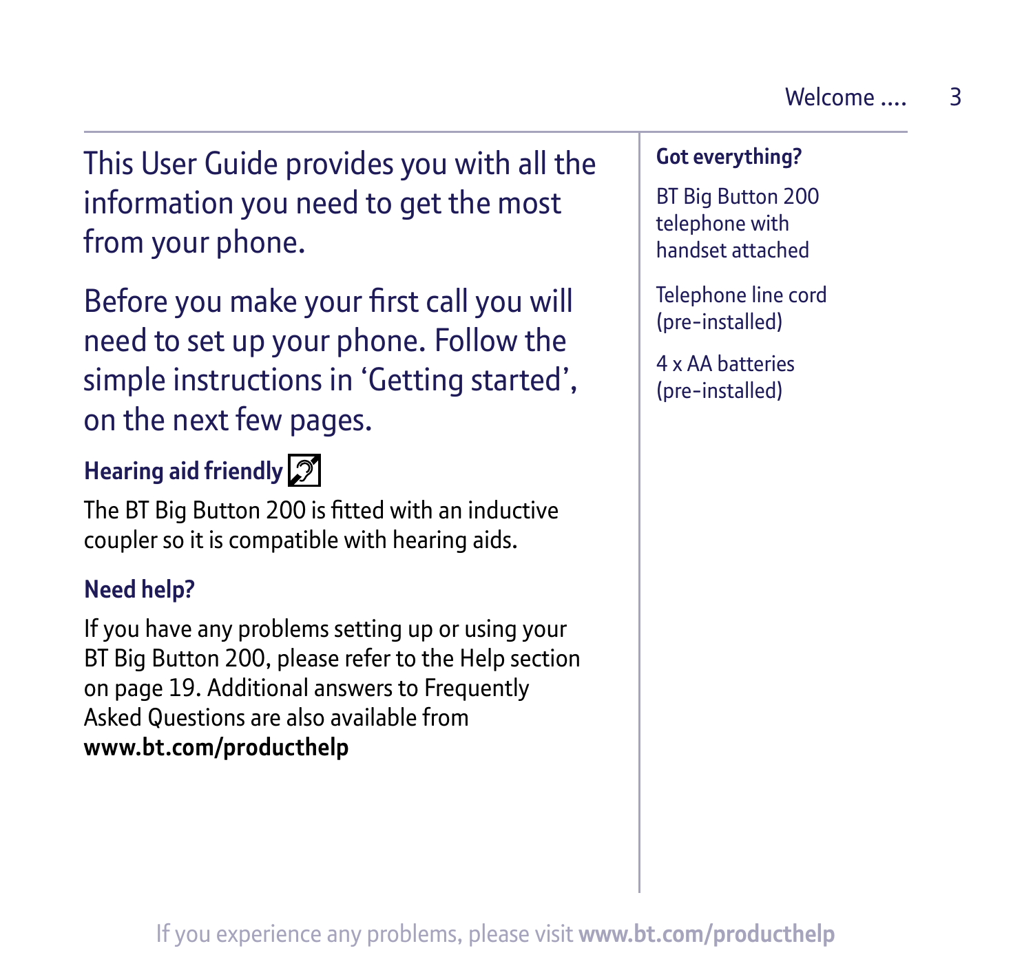This User Guide provides you with all the information you need to get the most from your phone.

Before you make your first call you will need to set up your phone. Follow the simple instructions in 'Getting started', on the next few pages.

### Hearing aid friendly

The BT Big Button 200 is fitted with an inductive coupler so it is compatible with hearing aids.

### Need help?

If you have any problems setting up or using your BT Big Button 200, please refer to the Help section on page 19. Additional answers to Frequently Asked Questions are also available from **www.bt.com/producthelp**

### Got everything?

BT Big Button 200 telephone with handset attached

Telephone line cord (pre-installed)

4 x AA batteries (pre-installed)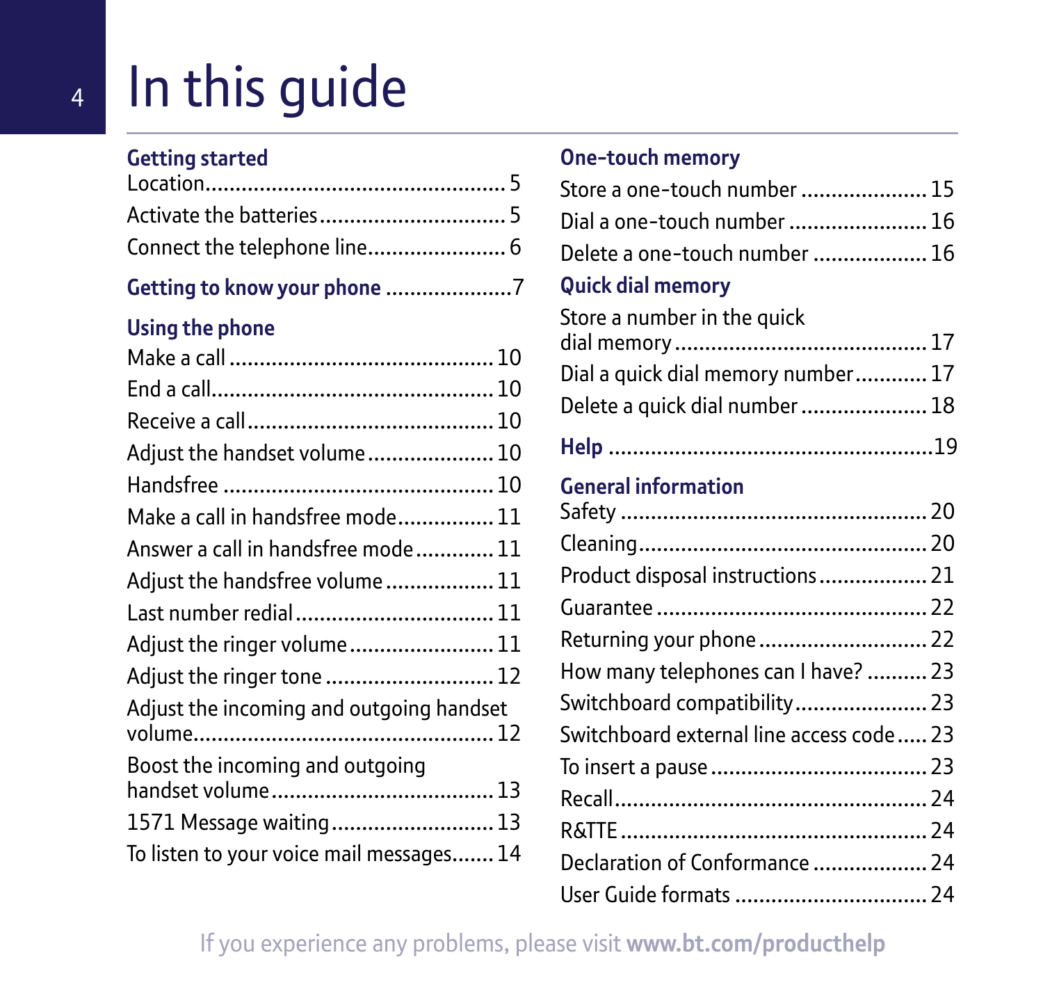# In this guide

**Getting started**

Location .................................................. 5

Activate the batteries ............................... 5

Connect the telephone line ....................... 6

**Getting to know your phone** ..................... 7

**Using the phone**

Make a call ........................................... 10

End a call .............................................. 10

Receive a call ........................................ 10

Adjust the handset volume ..................... 10

Handsfree ............................................ 10

Make a call in handsfree mode ................ 11

Answer a call in handsfree mode ............. 11

Adjust the handsfree volume .................. 11

Last number redial ................................ 11

Adjust the ringer volume ........................ 11

Adjust the ringer tone ............................ 12

Adjust the incoming and outgoing handset volume ................................................ 12

Boost the incoming and outgoing handset volume .................................... 13

1571 Message waiting ........................... 13

To listen to your voice mail messages ....... 14

**One-touch memory**

Store a one-touch number ..................... 15

Dial a one-touch number ....................... 16

Delete a one-touch number ................... 16

**Quick dial memory**

Store a number in the quick dial memory ......................................... 17

Dial a quick dial memory number ............ 17

Delete a quick dial number ..................... 18

**Help** ..................................................... 19

**General information**

Safety .................................................. 20

Cleaning ............................................... 20

Product disposal instructions .................. 21

Guarantee ............................................ 22

Returning your phone ............................ 22

How many telephones can I have? .......... 23

Switchboard compatibility ...................... 23

Switchboard external line access code ..... 23

To insert a pause ................................... 23

Recall .................................................. 24

R&TTE ................................................. 24

Declaration of Conformance ................... 24

User Guide formats ................................ 24

If you experience any problems, please visit **www.bt.com/producthelp**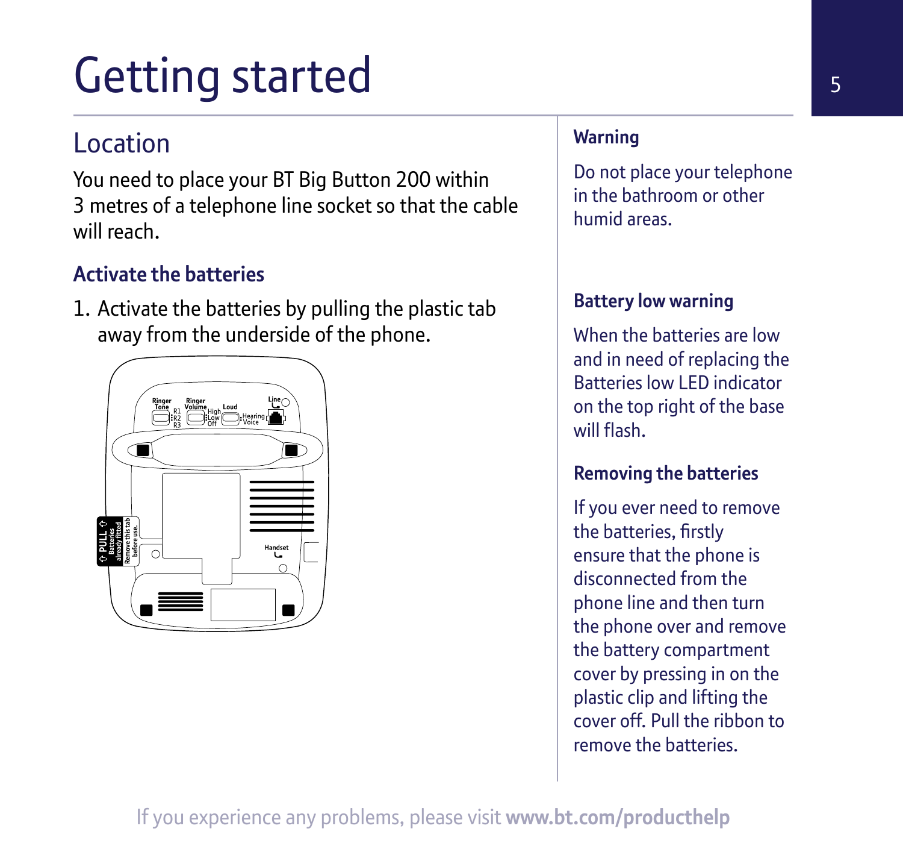# Getting started

## Location

You need to place your BT Big Button 200 within 3 metres of a telephone line socket so that the cable will reach.

### Activate the batteries

1. Activate the batteries by pulling the plastic tab away from the underside of the phone.

**Warning**

Do not place your telephone in the bathroom or other humid areas.

**Battery low warning**

When the batteries are low and in need of replacing the Batteries low LED indicator on the top right of the base will flash.

**Removing the batteries**

If you ever need to remove the batteries, firstly ensure that the phone is disconnected from the phone line and then turn the phone over and remove the battery compartment cover by pressing in on the plastic clip and lifting the cover off. Pull the ribbon to remove the batteries.

If you experience any problems, please visit **www.bt.com/producthelp**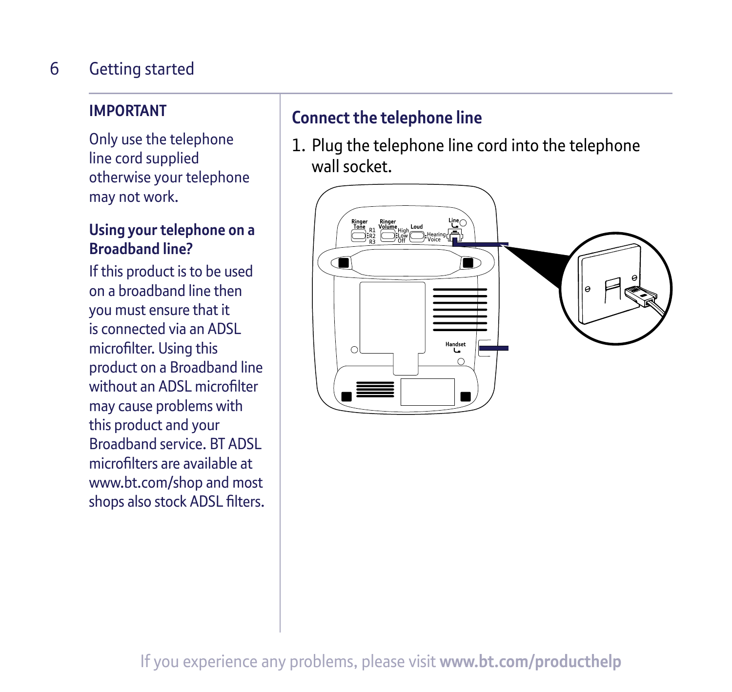## IMPORTANT

Only use the telephone line cord supplied otherwise your telephone may not work.

### Using your telephone on a Broadband line?

If this product is to be used on a broadband line then you must ensure that it is connected via an ADSL microfilter. Using this product on a Broadband line without an ADSL microfilter may cause problems with this product and your Broadband service. BT ADSL microfilters are available at www.bt.com/shop and most shops also stock ADSL filters.

## Connect the telephone line

1. Plug the telephone line cord into the telephone wall socket.

If you experience any problems, please visit **www.bt.com/producthelp**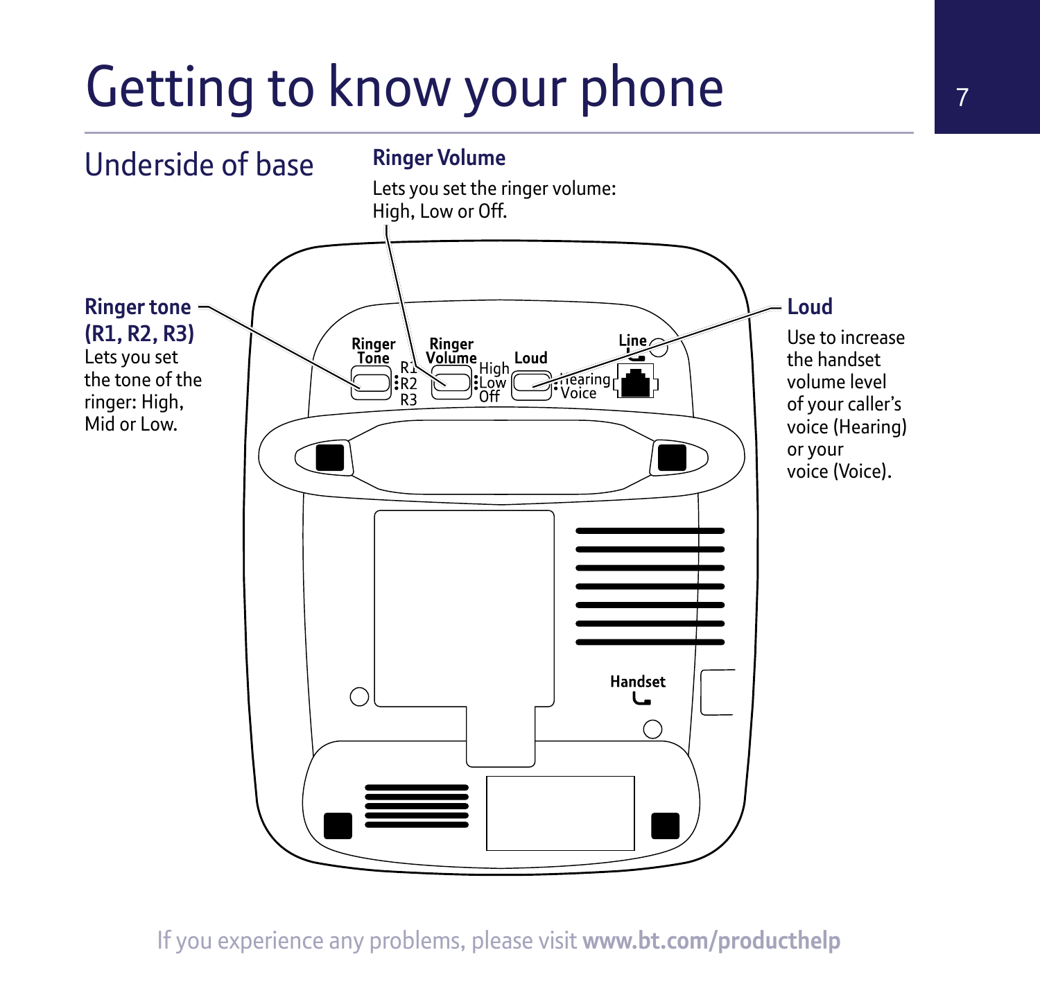# Getting to know your phone

## Underside of base

**Ringer Volume**

Lets you set the ringer volume: High, Low or Off.

**Ringer tone (R1, R2, R3)**

Lets you set the tone of the ringer: High, Mid or Low.

**Loud**

Use to increase the handset volume level of your caller's voice (Hearing) or your voice (Voice).

If you experience any problems, please visit **www.bt.com/producthelp**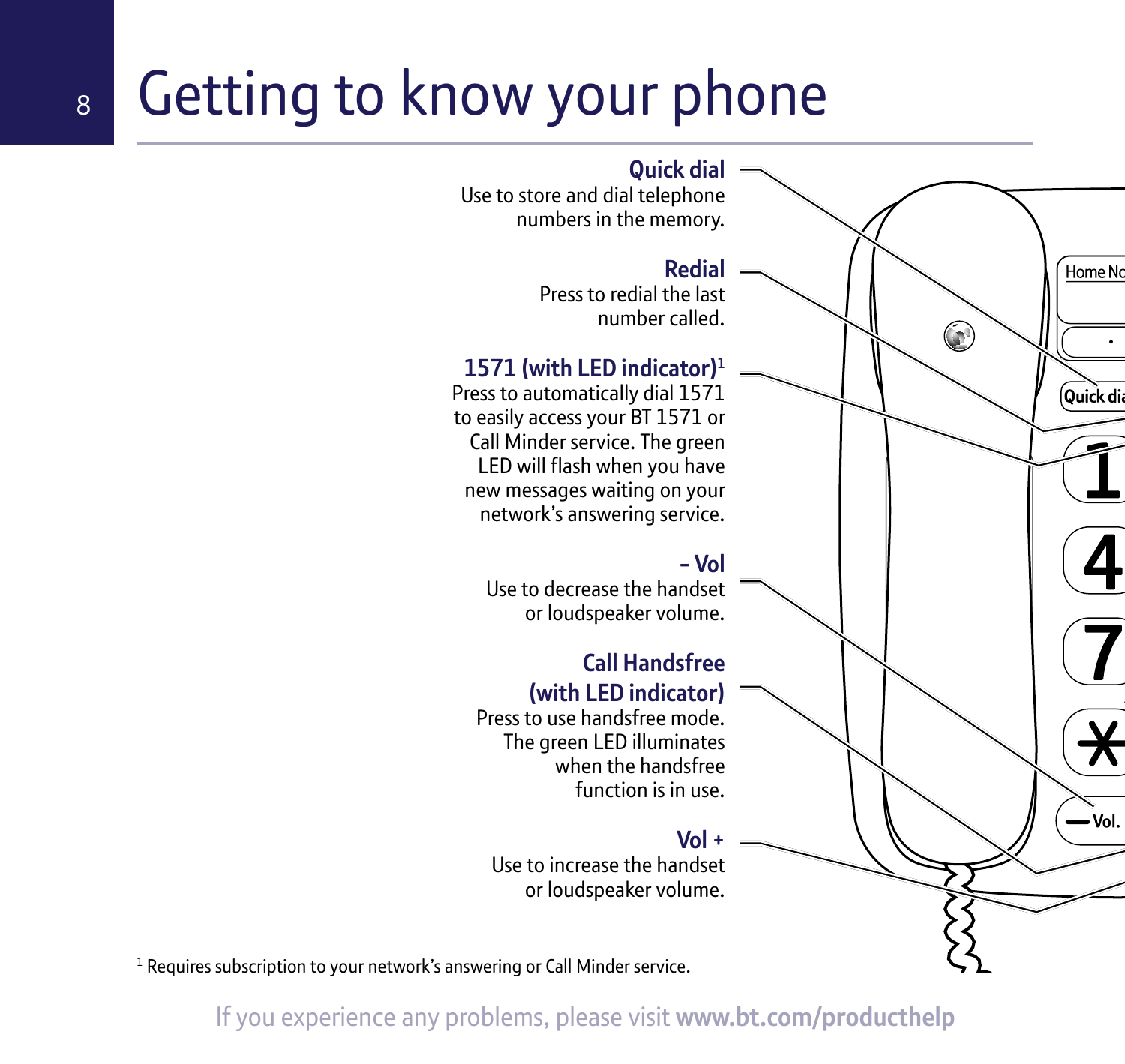# Getting to know your phone

**Quick dial**
Use to store and dial telephone numbers in the memory.

**Redial**
Press to redial the last number called.

**1571 (with LED indicator)**[1]
Press to automatically dial 1571 to easily access your BT 1571 or Call Minder service. The green LED will flash when you have new messages waiting on your network's answering service.

**– Vol**
Use to decrease the handset or loudspeaker volume.

**Call Handsfree (with LED indicator)**
Press to use handsfree mode. The green LED illuminates when the handsfree function is in use.

**Vol +**
Use to increase the handset or loudspeaker volume.

[1] Requires subscription to your network's answering or Call Minder service.

If you experience any problems, please visit **www.bt.com/producthelp**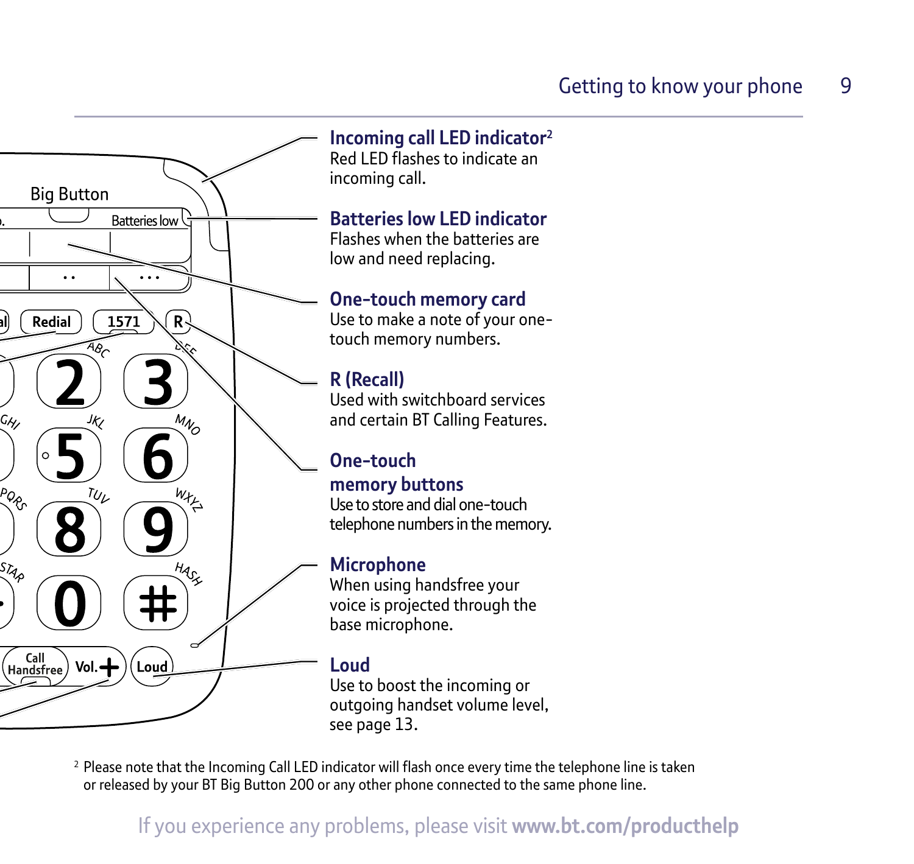**Incoming call LED indicator**[2]
Red LED flashes to indicate an incoming call.

**Batteries low LED indicator**
Flashes when the batteries are low and need replacing.

**One-touch memory card**
Use to make a note of your one-touch memory numbers.

**R (Recall)**
Used with switchboard services and certain BT Calling Features.

**One-touch memory buttons**
Use to store and dial one-touch telephone numbers in the memory.

**Microphone**
When using handsfree your voice is projected through the base microphone.

**Loud**
Use to boost the incoming or outgoing handset volume level, see page 13.

[2] Please note that the Incoming Call LED indicator will flash once every time the telephone line is taken or released by your BT Big Button 200 or any other phone connected to the same phone line.

If you experience any problems, please visit **www.bt.com/producthelp**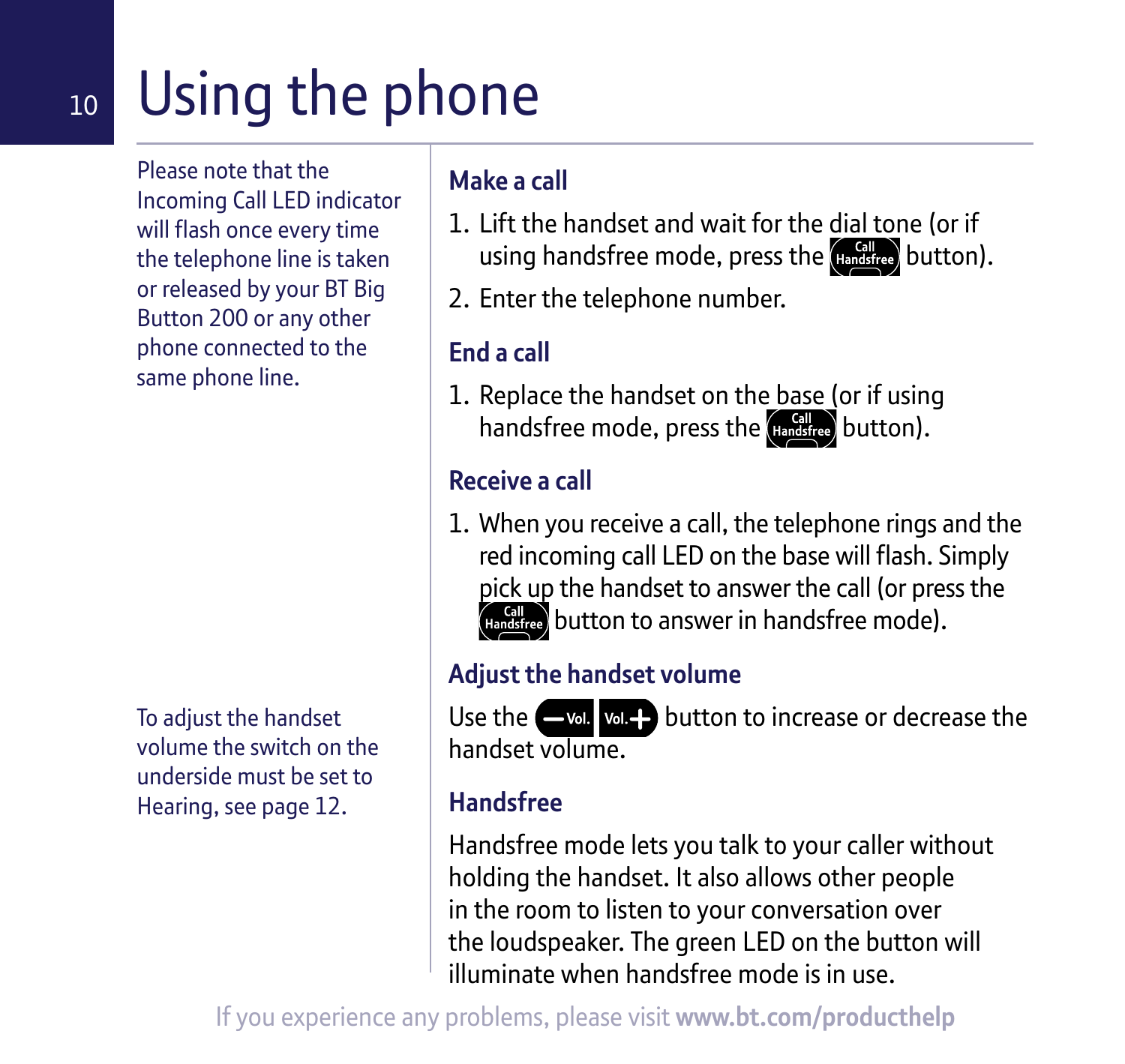# Using the phone

Please note that the Incoming Call LED indicator will flash once every time the telephone line is taken or released by your BT Big Button 200 or any other phone connected to the same phone line.

### Make a call

1. Lift the handset and wait for the dial tone (or if using handsfree mode, press the Call Handsfree button).
2. Enter the telephone number.

### End a call

1. Replace the handset on the base (or if using handsfree mode, press the Call Handsfree button).

### Receive a call

1. When you receive a call, the telephone rings and the red incoming call LED on the base will flash. Simply pick up the handset to answer the call (or press the Call Handsfree button to answer in handsfree mode).

### Adjust the handset volume

Use the –Vol. Vol.+ button to increase or decrease the handset volume.

To adjust the handset volume the switch on the underside must be set to Hearing, see page 12.

### Handsfree

Handsfree mode lets you talk to your caller without holding the handset. It also allows other people in the room to listen to your conversation over the loudspeaker. The green LED on the button will illuminate when handsfree mode is in use.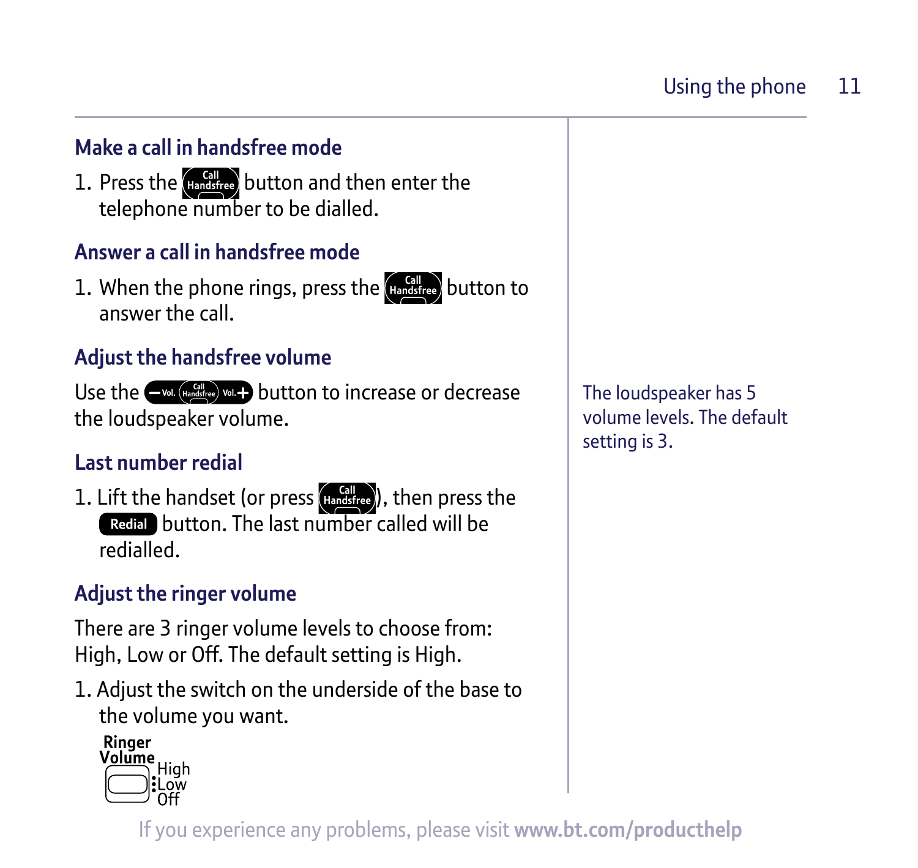## Make a call in handsfree mode

1. Press the Call Handsfree button and then enter the telephone number to be dialled.

## Answer a call in handsfree mode

1. When the phone rings, press the Call Handsfree button to answer the call.

## Adjust the handsfree volume

Use the – Vol. Call Handsfree Vol. + button to increase or decrease the loudspeaker volume.

The loudspeaker has 5 volume levels. The default setting is 3.

## Last number redial

1. Lift the handset (or press Call Handsfree), then press the Redial button. The last number called will be redialled.

## Adjust the ringer volume

There are 3 ringer volume levels to choose from: High, Low or Off. The default setting is High.

1. Adjust the switch on the underside of the base to the volume you want.

Ringer Volume
High
Low
Off

If you experience any problems, please visit **www.bt.com/producthelp**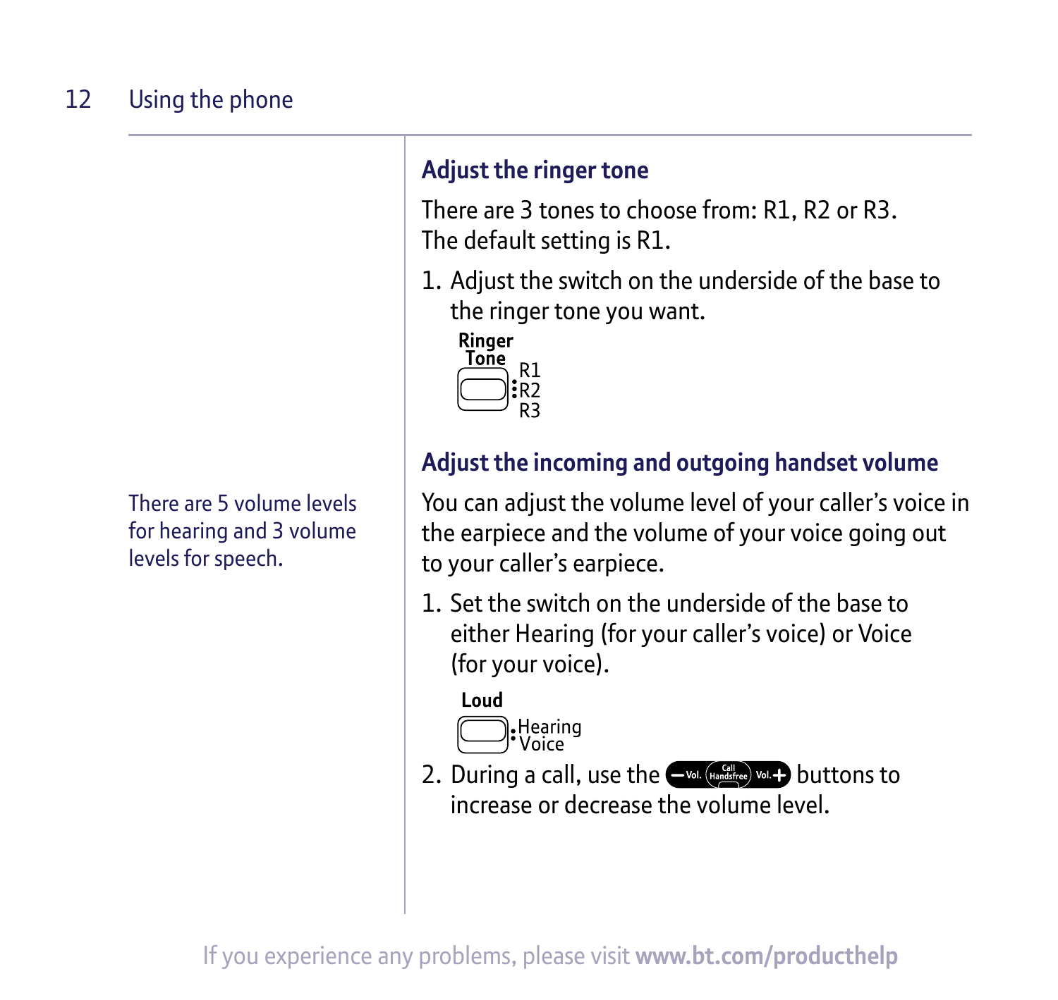## Adjust the ringer tone

There are 3 tones to choose from: R1, R2 or R3. The default setting is R1.

1. Adjust the switch on the underside of the base to the ringer tone you want.

Ringer Tone
R1
R2
R3

## Adjust the incoming and outgoing handset volume

There are 5 volume levels for hearing and 3 volume levels for speech.

You can adjust the volume level of your caller's voice in the earpiece and the volume of your voice going out to your caller's earpiece.

1. Set the switch on the underside of the base to either Hearing (for your caller's voice) or Voice (for your voice).

Loud
Hearing
Voice

2. During a call, use the – Vol. Call Handsfree Vol. + buttons to increase or decrease the volume level.

If you experience any problems, please visit **www.bt.com/producthelp**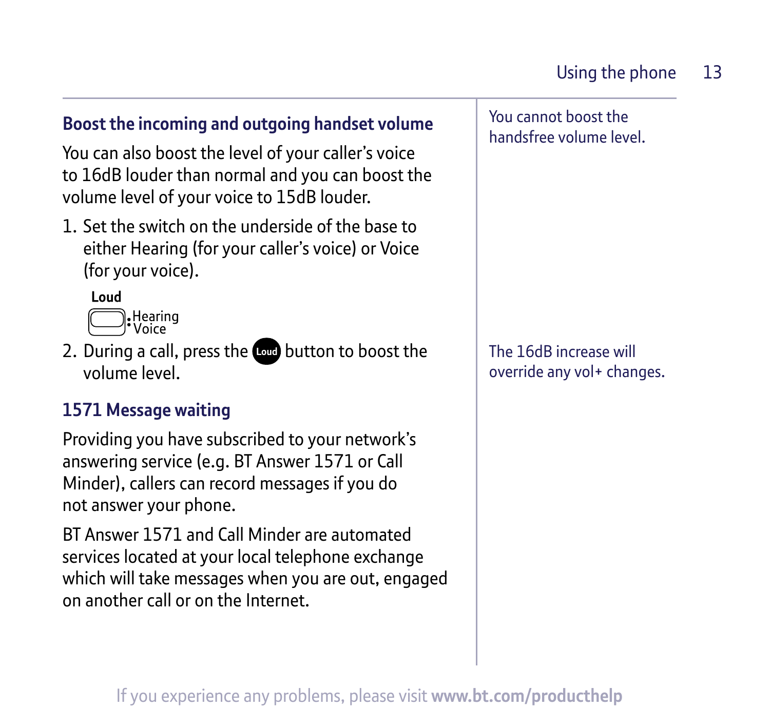## Boost the incoming and outgoing handset volume

You can also boost the level of your caller's voice to 16dB louder than normal and you can boost the volume level of your voice to 15dB louder.

You cannot boost the handsfree volume level.

1. Set the switch on the underside of the base to either Hearing (for your caller's voice) or Voice (for your voice).

   **Loud**
   Hearing
   Voice

2. During a call, press the Loud button to boost the volume level.

The 16dB increase will override any vol+ changes.

## 1571 Message waiting

Providing you have subscribed to your network's answering service (e.g. BT Answer 1571 or Call Minder), callers can record messages if you do not answer your phone.

BT Answer 1571 and Call Minder are automated services located at your local telephone exchange which will take messages when you are out, engaged on another call or on the Internet.

If you experience any problems, please visit **www.bt.com/producthelp**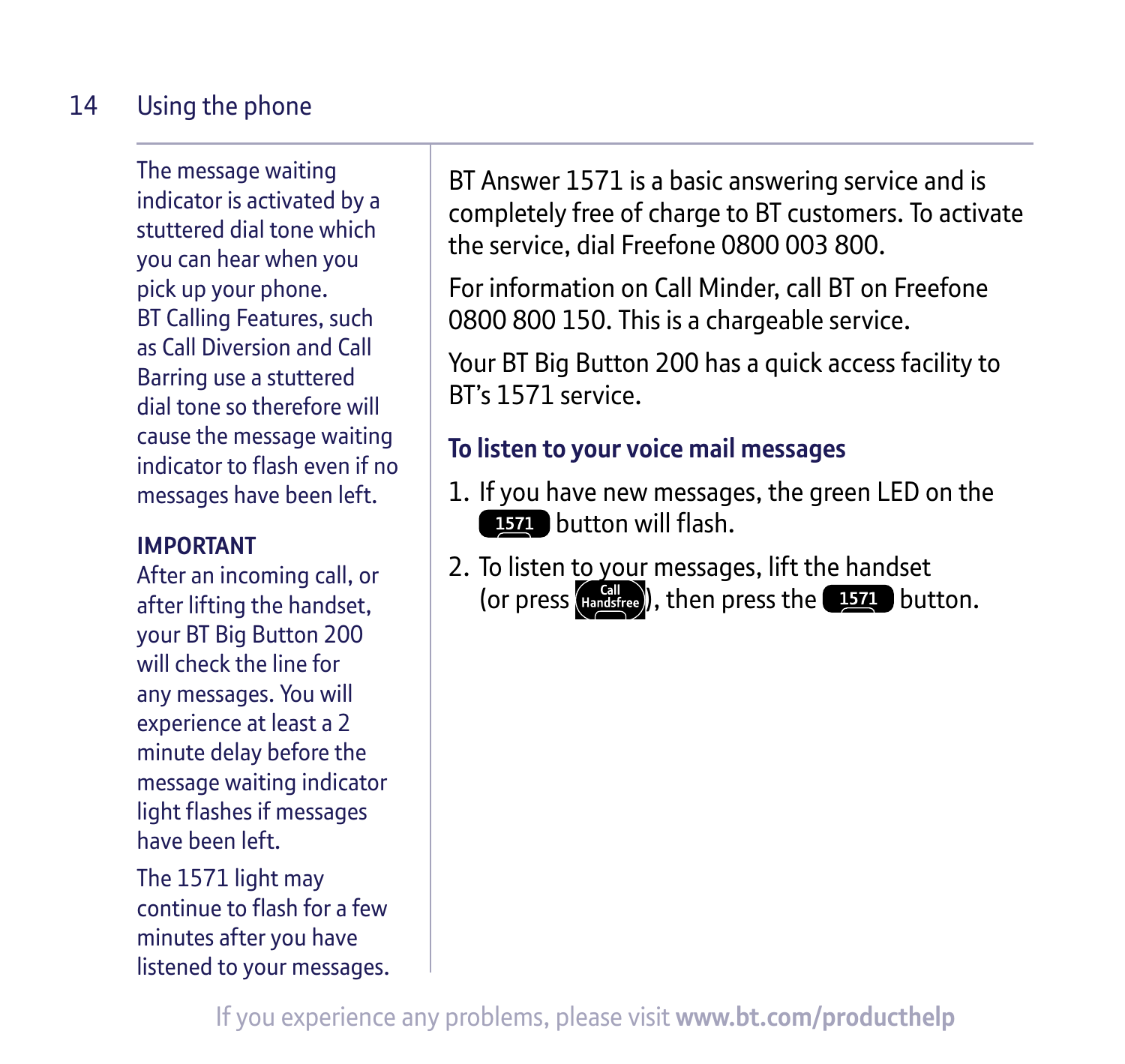The message waiting indicator is activated by a stuttered dial tone which you can hear when you pick up your phone. BT Calling Features, such as Call Diversion and Call Barring use a stuttered dial tone so therefore will cause the message waiting indicator to flash even if no messages have been left.

**IMPORTANT**

After an incoming call, or after lifting the handset, your BT Big Button 200 will check the line for any messages. You will experience at least a 2 minute delay before the message waiting indicator light flashes if messages have been left.

The 1571 light may continue to flash for a few minutes after you have listened to your messages.

BT Answer 1571 is a basic answering service and is completely free of charge to BT customers. To activate the service, dial Freefone 0800 003 800.

For information on Call Minder, call BT on Freefone 0800 800 150. This is a chargeable service.

Your BT Big Button 200 has a quick access facility to BT's 1571 service.

### To listen to your voice mail messages

1. If you have new messages, the green LED on the 1571 button will flash.
2. To listen to your messages, lift the handset (or press Call Handsfree), then press the 1571 button.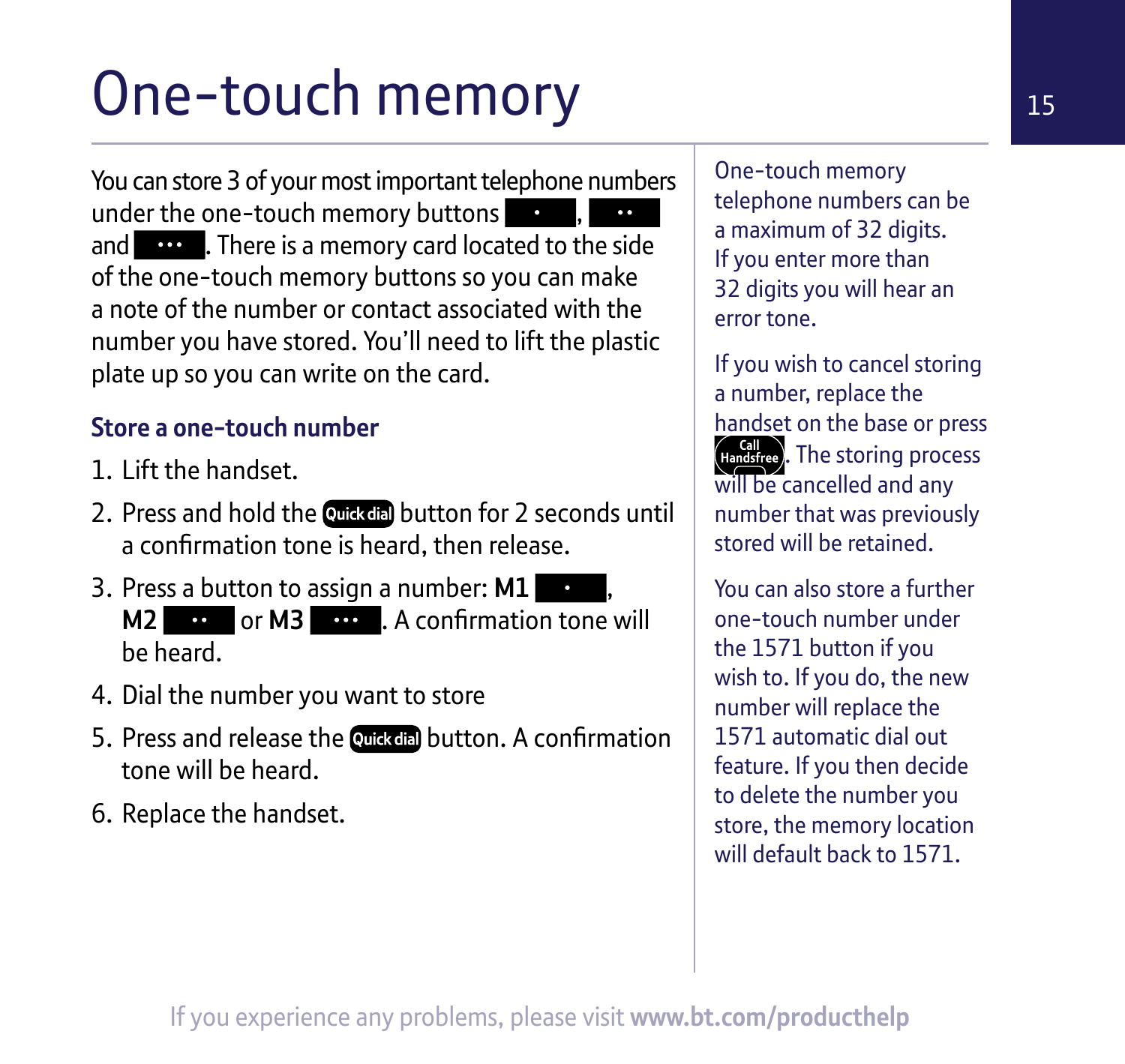# One-touch memory

You can store 3 of your most important telephone numbers under the one-touch memory buttons •, •• and •••. There is a memory card located to the side of the one-touch memory buttons so you can make a note of the number or contact associated with the number you have stored. You'll need to lift the plastic plate up so you can write on the card.

### Store a one-touch number

1. Lift the handset.
2. Press and hold the Quick dial button for 2 seconds until a confirmation tone is heard, then release.
3. Press a button to assign a number: **M1** •, **M2** •• or **M3** •••. A confirmation tone will be heard.
4. Dial the number you want to store
5. Press and release the Quick dial button. A confirmation tone will be heard.
6. Replace the handset.

One-touch memory telephone numbers can be a maximum of 32 digits. If you enter more than 32 digits you will hear an error tone.

If you wish to cancel storing a number, replace the handset on the base or press Call Handsfree. The storing process will be cancelled and any number that was previously stored will be retained.

You can also store a further one-touch number under the 1571 button if you wish to. If you do, the new number will replace the 1571 automatic dial out feature. If you then decide to delete the number you store, the memory location will default back to 1571.

If you experience any problems, please visit **www.bt.com/producthelp**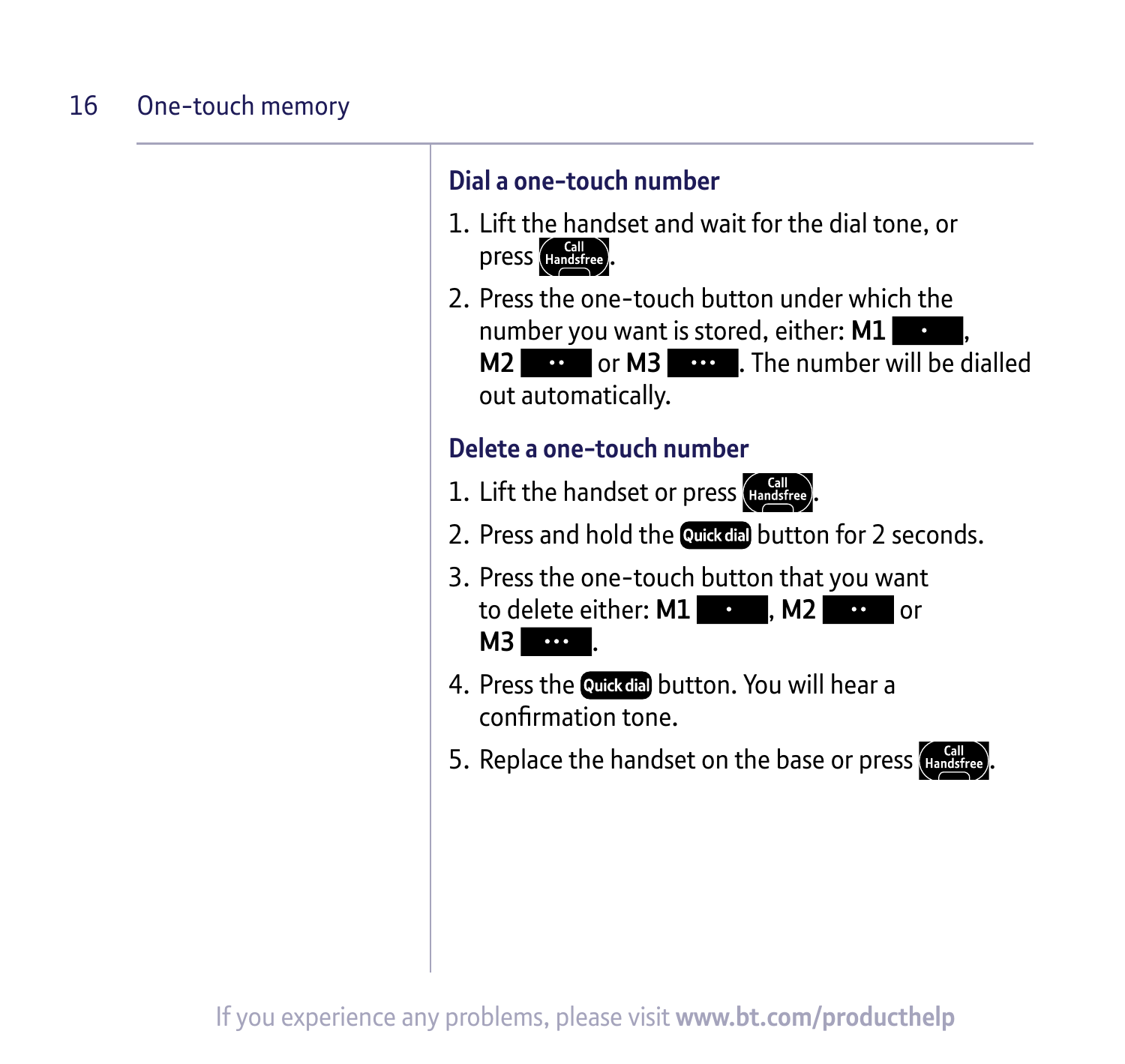## Dial a one-touch number

1. Lift the handset and wait for the dial tone, or press Call Handsfree.
2. Press the one-touch button under which the number you want is stored, either: **M1** •, **M2** •• or **M3** •••. The number will be dialled out automatically.

## Delete a one-touch number

1. Lift the handset or press Call Handsfree.
2. Press and hold the Quick dial button for 2 seconds.
3. Press the one-touch button that you want to delete either: **M1** •, **M2** •• or **M3** •••.
4. Press the Quick dial button. You will hear a confirmation tone.
5. Replace the handset on the base or press Call Handsfree.

If you experience any problems, please visit **www.bt.com/producthelp**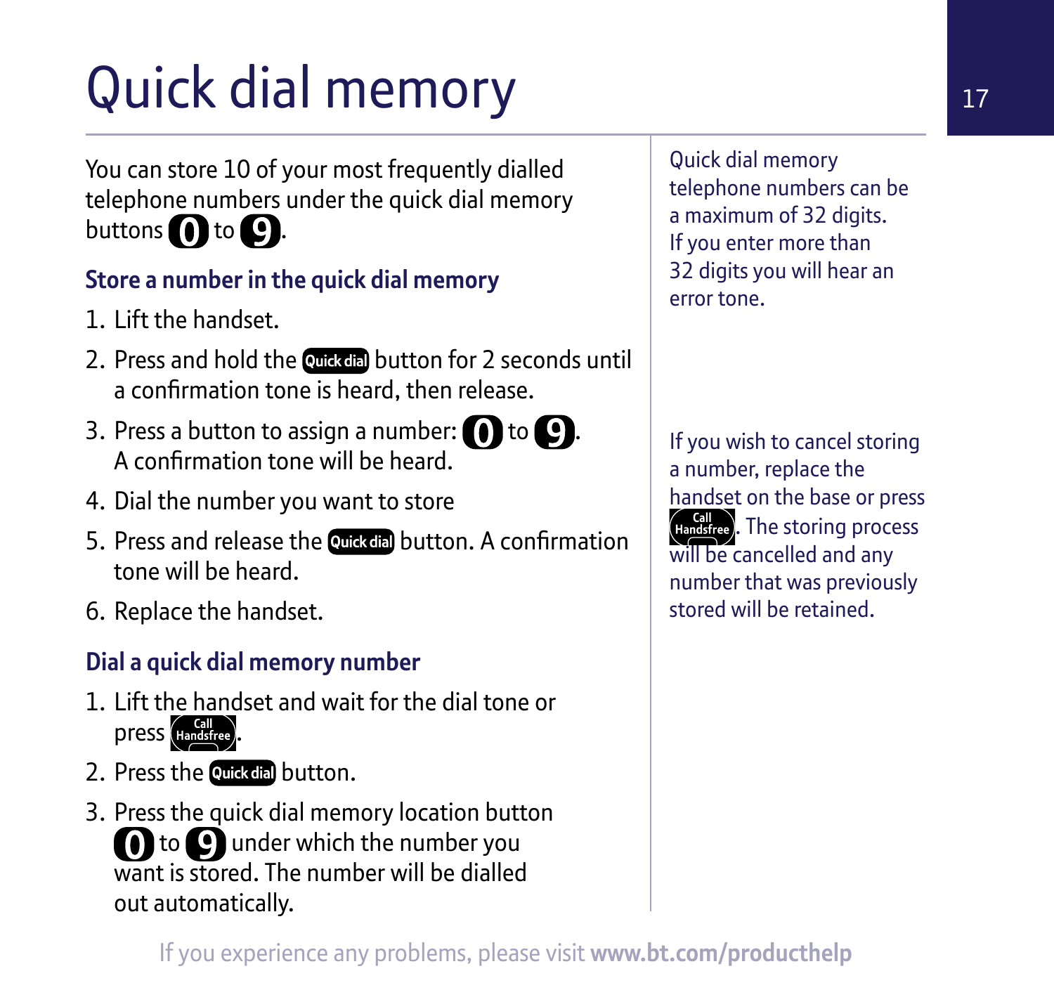# Quick dial memory

You can store 10 of your most frequently dialled telephone numbers under the quick dial memory buttons **0** to **9**.

## Store a number in the quick dial memory

1. Lift the handset.
2. Press and hold the **Quick dial** button for 2 seconds until a confirmation tone is heard, then release.
3. Press a button to assign a number: **0** to **9**. A confirmation tone will be heard.
4. Dial the number you want to store
5. Press and release the **Quick dial** button. A confirmation tone will be heard.
6. Replace the handset.

## Dial a quick dial memory number

1. Lift the handset and wait for the dial tone or press **Call Handsfree**.
2. Press the **Quick dial** button.
3. Press the quick dial memory location button **0** to **9** under which the number you want is stored. The number will be dialled out automatically.

Quick dial memory telephone numbers can be a maximum of 32 digits. If you enter more than 32 digits you will hear an error tone.

If you wish to cancel storing a number, replace the handset on the base or press **Call Handsfree**. The storing process will be cancelled and any number that was previously stored will be retained.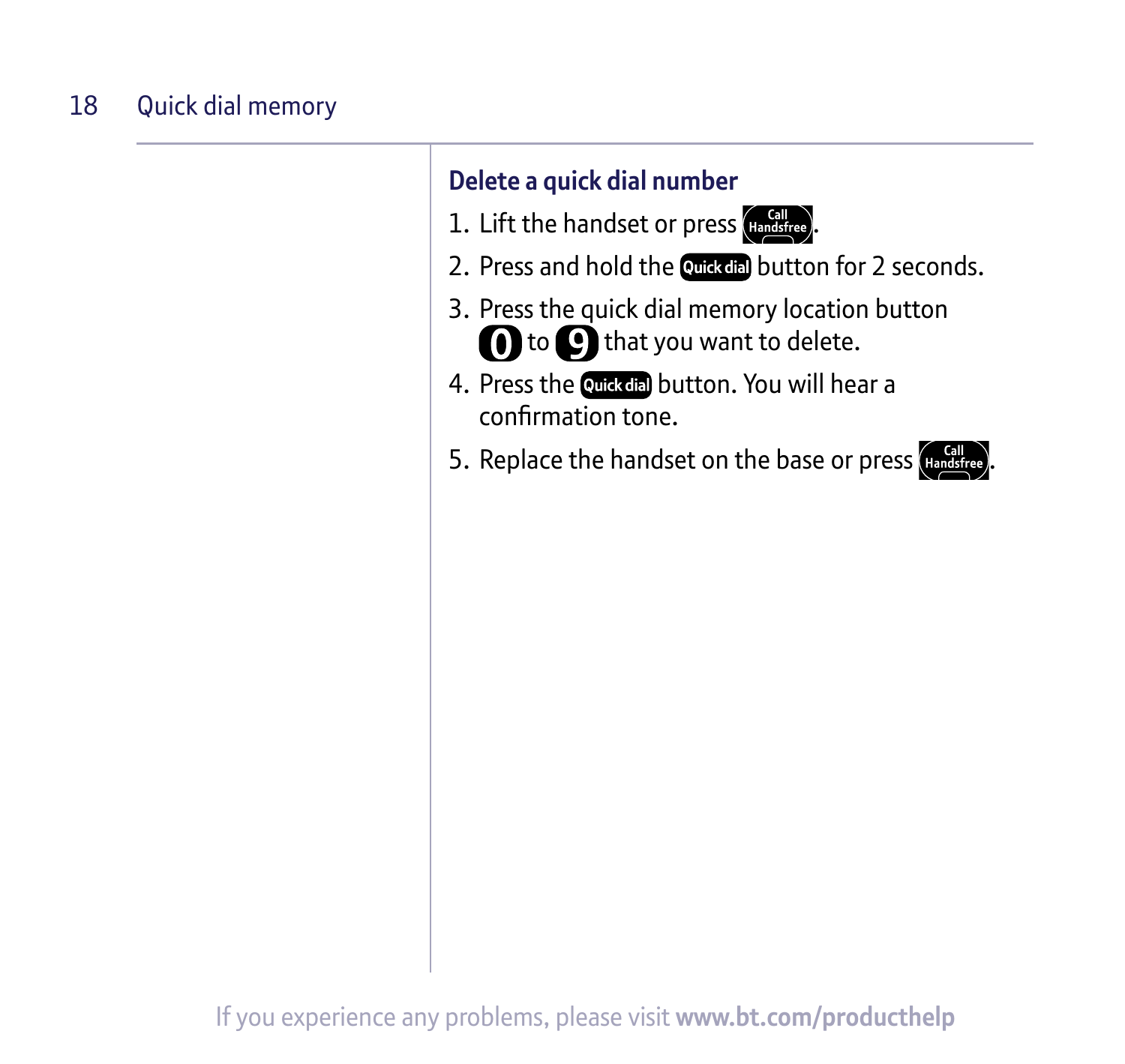## Delete a quick dial number

1. Lift the handset or press Call Handsfree.
2. Press and hold the Quick dial button for 2 seconds.
3. Press the quick dial memory location button 0 to 9 that you want to delete.
4. Press the Quick dial button. You will hear a confirmation tone.
5. Replace the handset on the base or press Call Handsfree.

If you experience any problems, please visit **www.bt.com/producthelp**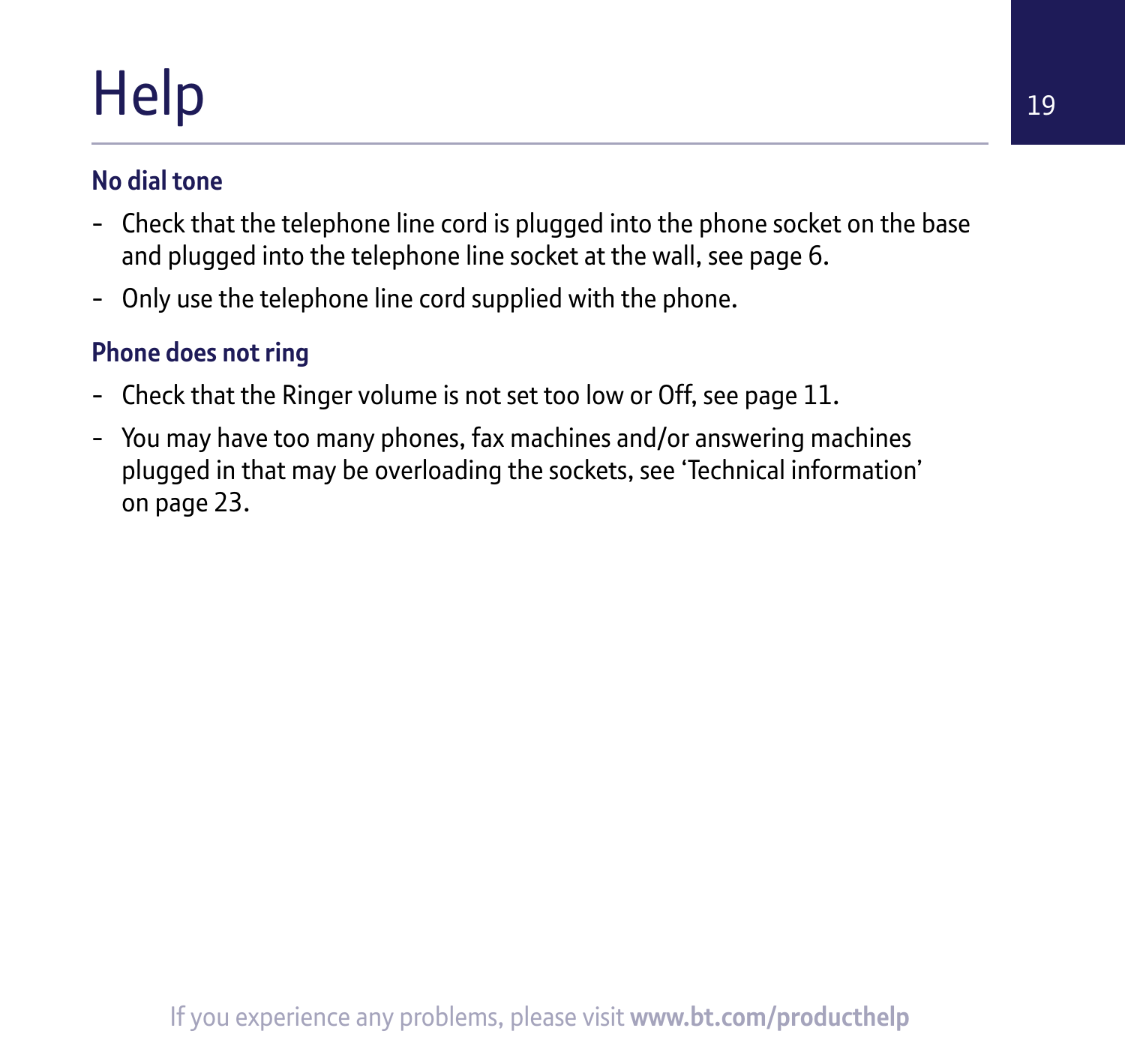# Help

### No dial tone

- Check that the telephone line cord is plugged into the phone socket on the base and plugged into the telephone line socket at the wall, see page 6.
- Only use the telephone line cord supplied with the phone.

### Phone does not ring

- Check that the Ringer volume is not set too low or Off, see page 11.
- You may have too many phones, fax machines and/or answering machines plugged in that may be overloading the sockets, see 'Technical information' on page 23.

If you experience any problems, please visit **www.bt.com/producthelp**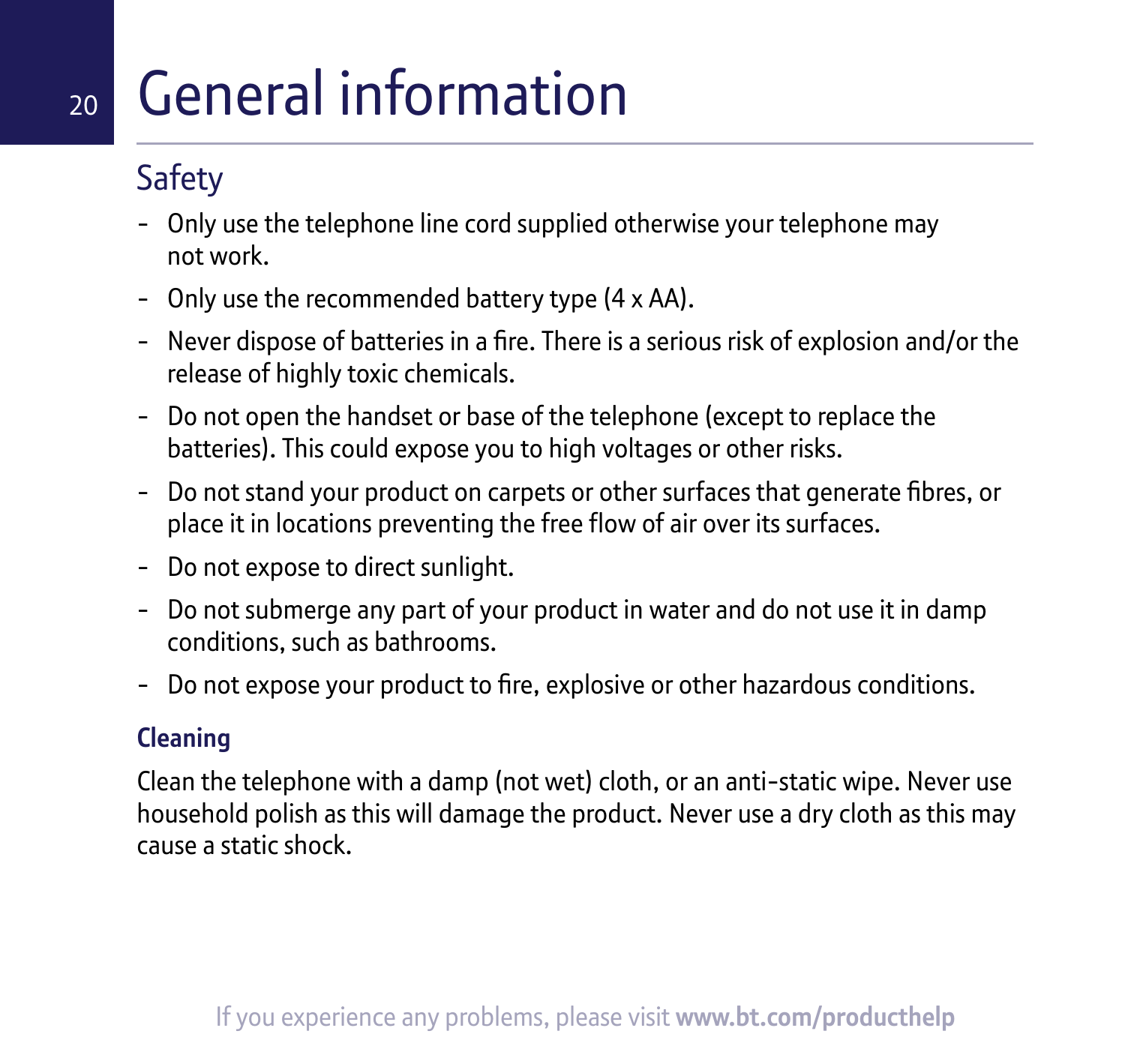# General information

## Safety

- Only use the telephone line cord supplied otherwise your telephone may not work.
- Only use the recommended battery type (4 x AA).
- Never dispose of batteries in a fire. There is a serious risk of explosion and/or the release of highly toxic chemicals.
- Do not open the handset or base of the telephone (except to replace the batteries). This could expose you to high voltages or other risks.
- Do not stand your product on carpets or other surfaces that generate fibres, or place it in locations preventing the free flow of air over its surfaces.
- Do not expose to direct sunlight.
- Do not submerge any part of your product in water and do not use it in damp conditions, such as bathrooms.
- Do not expose your product to fire, explosive or other hazardous conditions.

### Cleaning

Clean the telephone with a damp (not wet) cloth, or an anti-static wipe. Never use household polish as this will damage the product. Never use a dry cloth as this may cause a static shock.

If you experience any problems, please visit **www.bt.com/producthelp**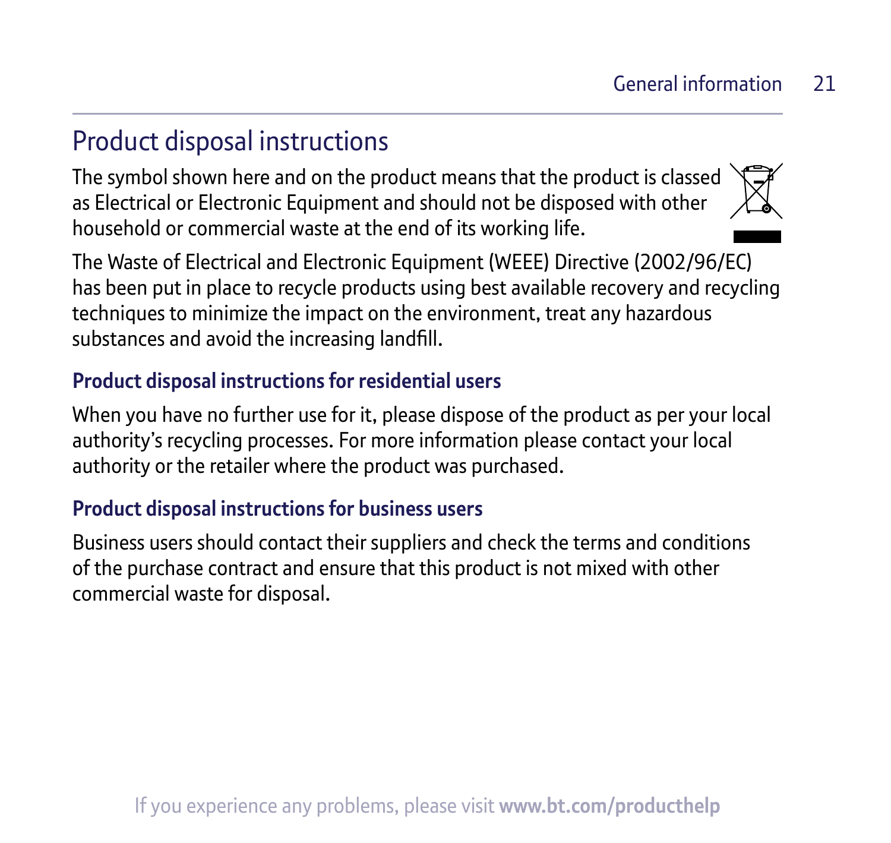# Product disposal instructions

The symbol shown here and on the product means that the product is classed as Electrical or Electronic Equipment and should not be disposed with other household or commercial waste at the end of its working life.

The Waste of Electrical and Electronic Equipment (WEEE) Directive (2002/96/EC) has been put in place to recycle products using best available recovery and recycling techniques to minimize the impact on the environment, treat any hazardous substances and avoid the increasing landfill.

## Product disposal instructions for residential users

When you have no further use for it, please dispose of the product as per your local authority's recycling processes. For more information please contact your local authority or the retailer where the product was purchased.

## Product disposal instructions for business users

Business users should contact their suppliers and check the terms and conditions of the purchase contract and ensure that this product is not mixed with other commercial waste for disposal.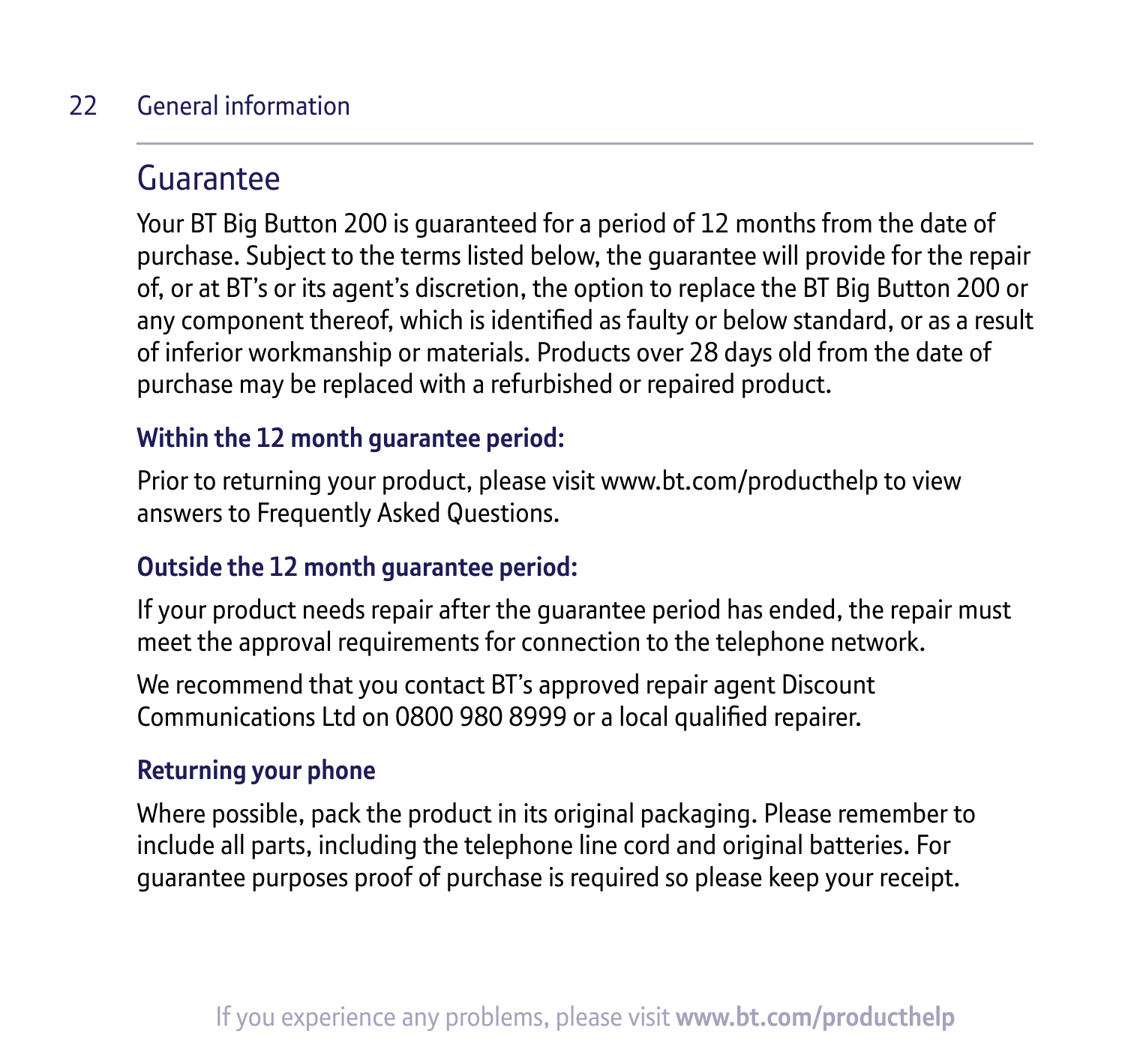## Guarantee

Your BT Big Button 200 is guaranteed for a period of 12 months from the date of purchase. Subject to the terms listed below, the guarantee will provide for the repair of, or at BT's or its agent's discretion, the option to replace the BT Big Button 200 or any component thereof, which is identified as faulty or below standard, or as a result of inferior workmanship or materials. Products over 28 days old from the date of purchase may be replaced with a refurbished or repaired product.

### Within the 12 month guarantee period:

Prior to returning your product, please visit www.bt.com/producthelp to view answers to Frequently Asked Questions.

### Outside the 12 month guarantee period:

If your product needs repair after the guarantee period has ended, the repair must meet the approval requirements for connection to the telephone network.

We recommend that you contact BT's approved repair agent Discount Communications Ltd on 0800 980 8999 or a local qualified repairer.

### Returning your phone

Where possible, pack the product in its original packaging. Please remember to include all parts, including the telephone line cord and original batteries. For guarantee purposes proof of purchase is required so please keep your receipt.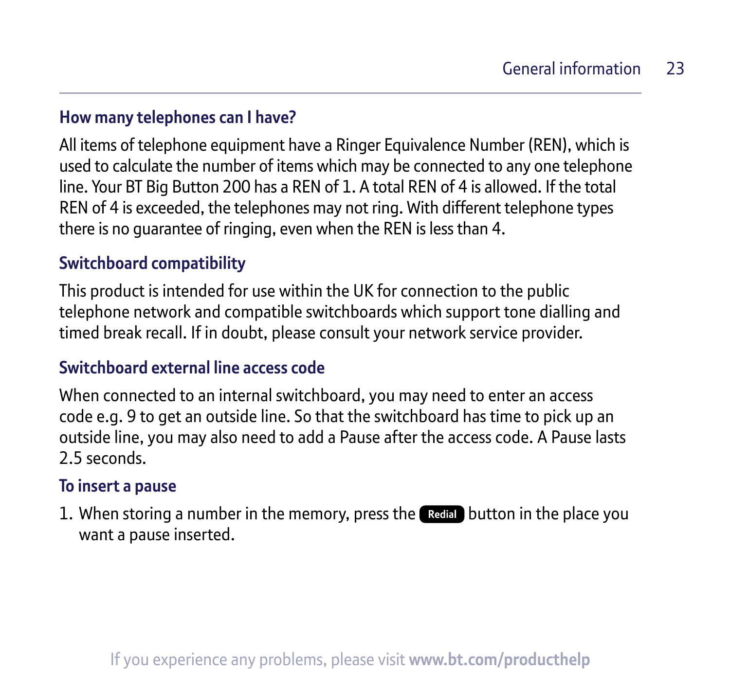### How many telephones can I have?

All items of telephone equipment have a Ringer Equivalence Number (REN), which is used to calculate the number of items which may be connected to any one telephone line. Your BT Big Button 200 has a REN of 1. A total REN of 4 is allowed. If the total REN of 4 is exceeded, the telephones may not ring. With different telephone types there is no guarantee of ringing, even when the REN is less than 4.

### Switchboard compatibility

This product is intended for use within the UK for connection to the public telephone network and compatible switchboards which support tone dialling and timed break recall. If in doubt, please consult your network service provider.

### Switchboard external line access code

When connected to an internal switchboard, you may need to enter an access code e.g. 9 to get an outside line. So that the switchboard has time to pick up an outside line, you may also need to add a Pause after the access code. A Pause lasts 2.5 seconds.

### To insert a pause

1. When storing a number in the memory, press the **Redial** button in the place you want a pause inserted.

If you experience any problems, please visit **www.bt.com/producthelp**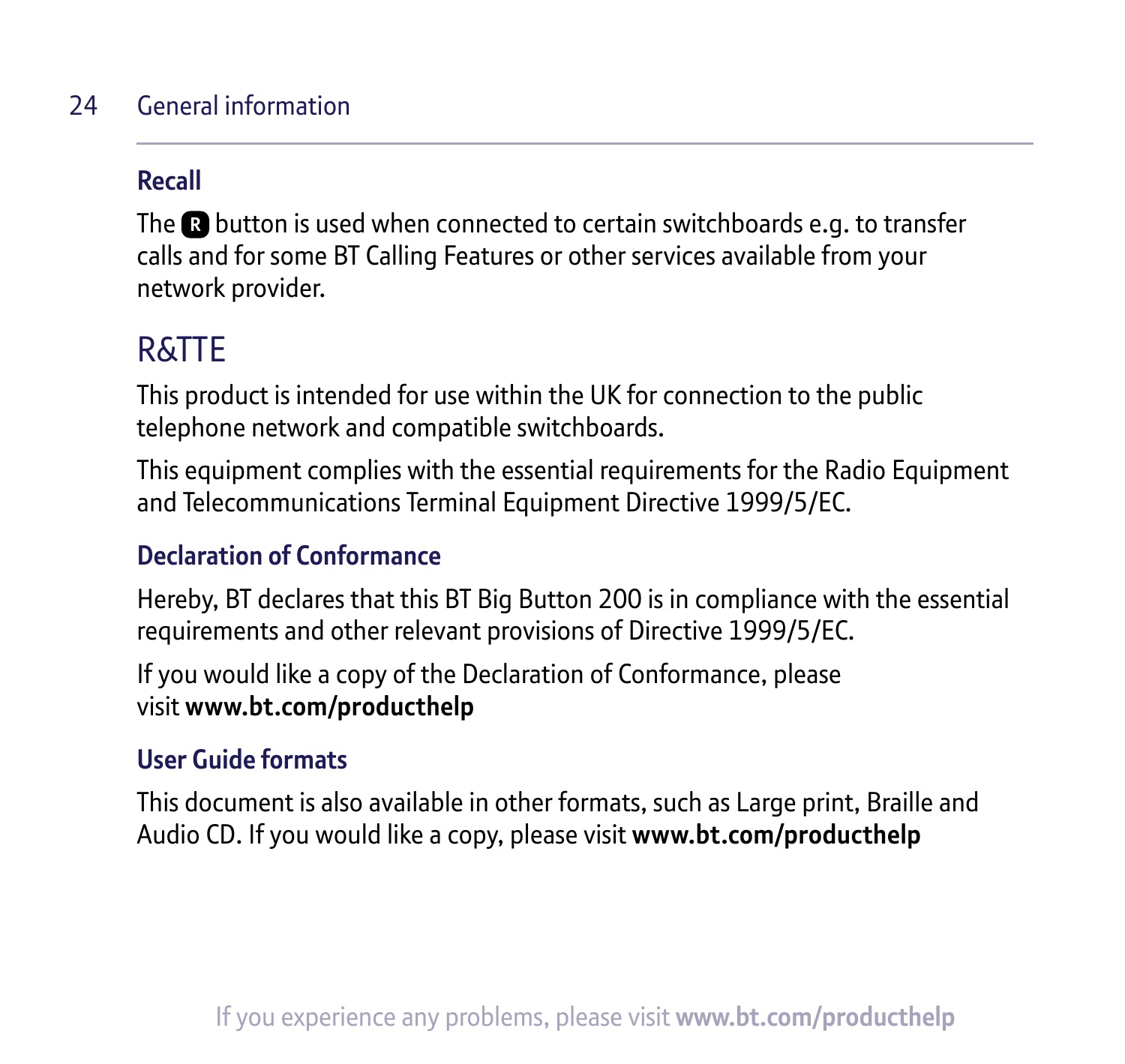### Recall

The **R** button is used when connected to certain switchboards e.g. to transfer calls and for some BT Calling Features or other services available from your network provider.

## R&TTE

This product is intended for use within the UK for connection to the public telephone network and compatible switchboards.

This equipment complies with the essential requirements for the Radio Equipment and Telecommunications Terminal Equipment Directive 1999/5/EC.

### Declaration of Conformance

Hereby, BT declares that this BT Big Button 200 is in compliance with the essential requirements and other relevant provisions of Directive 1999/5/EC.

If you would like a copy of the Declaration of Conformance, please visit **www.bt.com/producthelp**

### User Guide formats

This document is also available in other formats, such as Large print, Braille and Audio CD. If you would like a copy, please visit **www.bt.com/producthelp**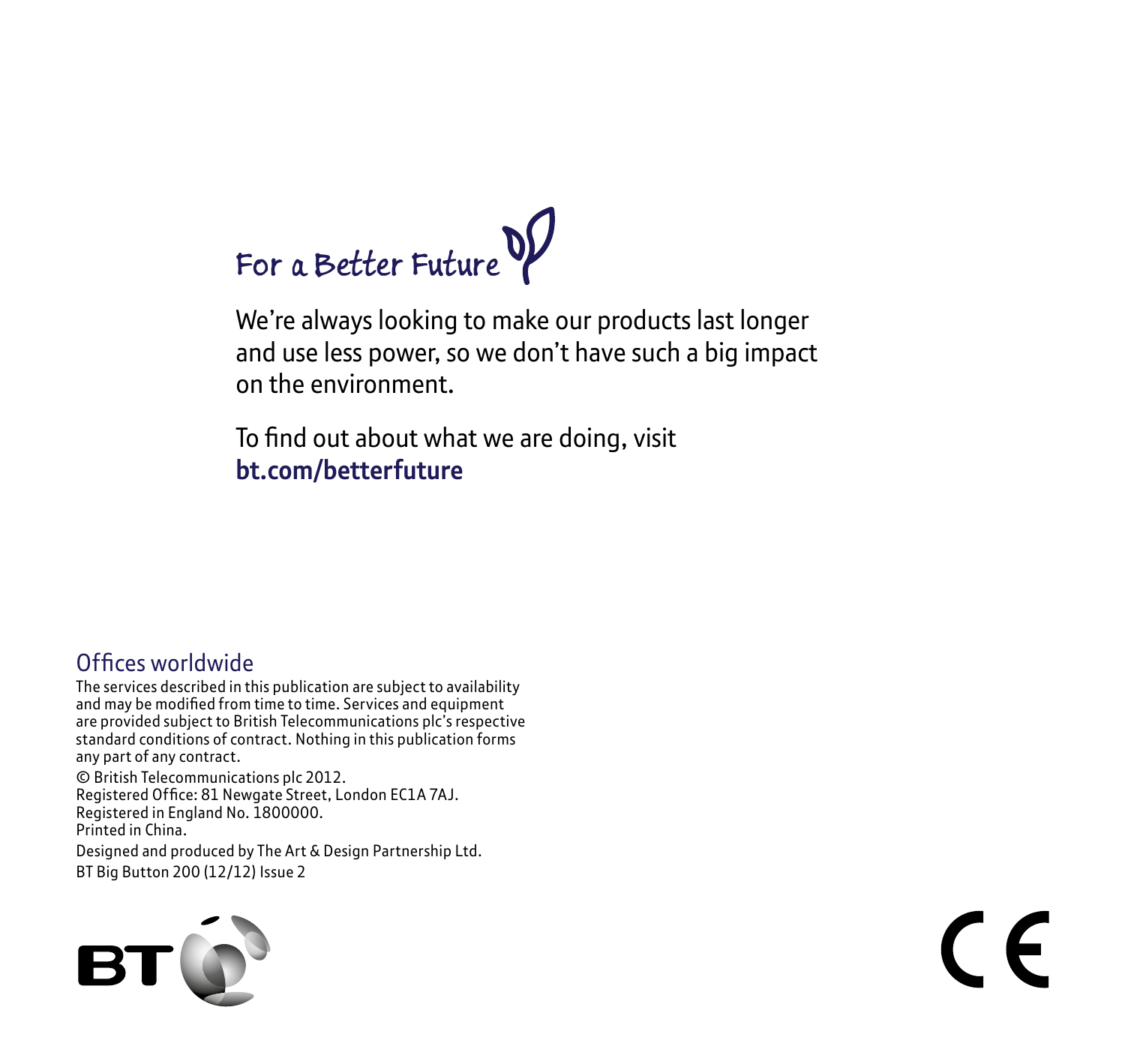## For a Better Future

We're always looking to make our products last longer and use less power, so we don't have such a big impact on the environment.

To find out about what we are doing, visit
**bt.com/betterfuture**

### Offices worldwide

The services described in this publication are subject to availability and may be modified from time to time. Services and equipment are provided subject to British Telecommunications plc's respective standard conditions of contract. Nothing in this publication forms any part of any contract.

© British Telecommunications plc 2012.
Registered Office: 81 Newgate Street, London EC1A 7AJ.
Registered in England No. 1800000.
Printed in China.

Designed and produced by The Art & Design Partnership Ltd.

BT Big Button 200 (12/12) Issue 2

BT

CE